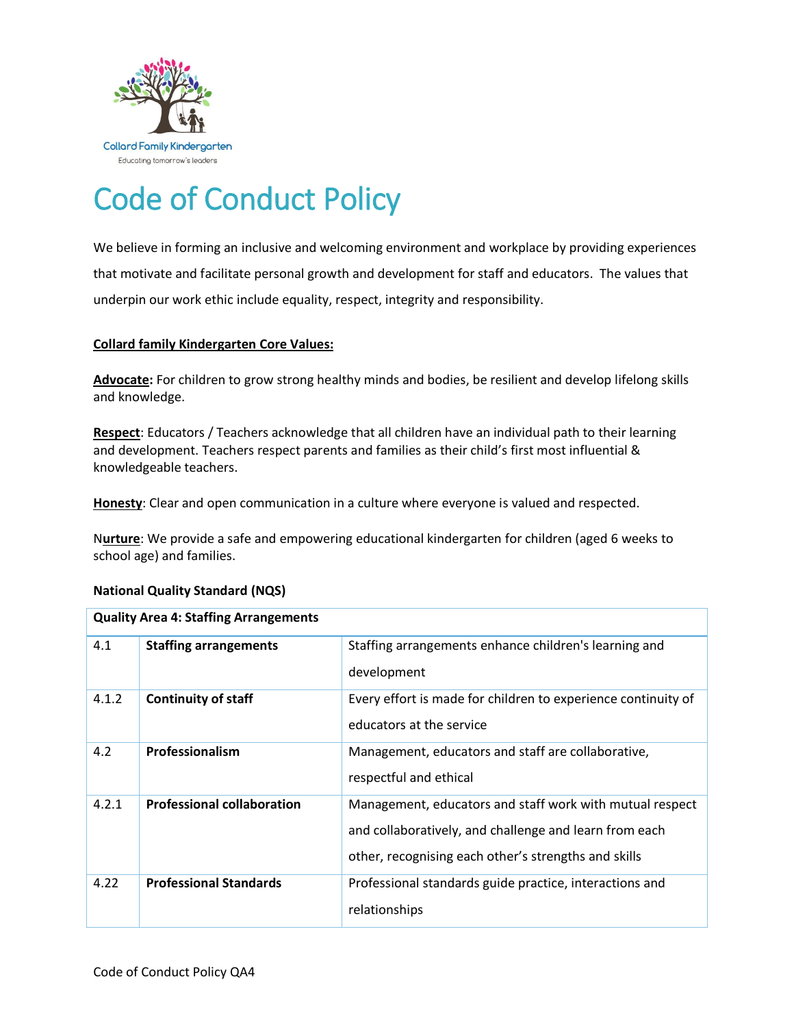Collard Family Kindergarten
Educating tomorrow's leaders

# Code of Conduct Policy

We believe in forming an inclusive and welcoming environment and workplace by providing experiences that motivate and facilitate personal growth and development for staff and educators. The values that underpin our work ethic include equality, respect, integrity and responsibility.

**Collard family Kindergarten Core Values:**

**Advocate:** For children to grow strong healthy minds and bodies, be resilient and develop lifelong skills and knowledge.

**Respect**: Educators / Teachers acknowledge that all children have an individual path to their learning and development. Teachers respect parents and families as their child's first most influential & knowledgeable teachers.

**Honesty**: Clear and open communication in a culture where everyone is valued and respected.

N**urture**: We provide a safe and empowering educational kindergarten for children (aged 6 weeks to school age) and families.

**National Quality Standard (NQS)**

| **Quality Area 4: Staffing Arrangements** | | |
|---|---|---|
| 4.1 | **Staffing arrangements** | Staffing arrangements enhance children's learning and development |
| 4.1.2 | **Continuity of staff** | Every effort is made for children to experience continuity of educators at the service |
| 4.2 | **Professionalism** | Management, educators and staff are collaborative, respectful and ethical |
| 4.2.1 | **Professional collaboration** | Management, educators and staff work with mutual respect and collaboratively, and challenge and learn from each other, recognising each other's strengths and skills |
| 4.22 | **Professional Standards** | Professional standards guide practice, interactions and relationships |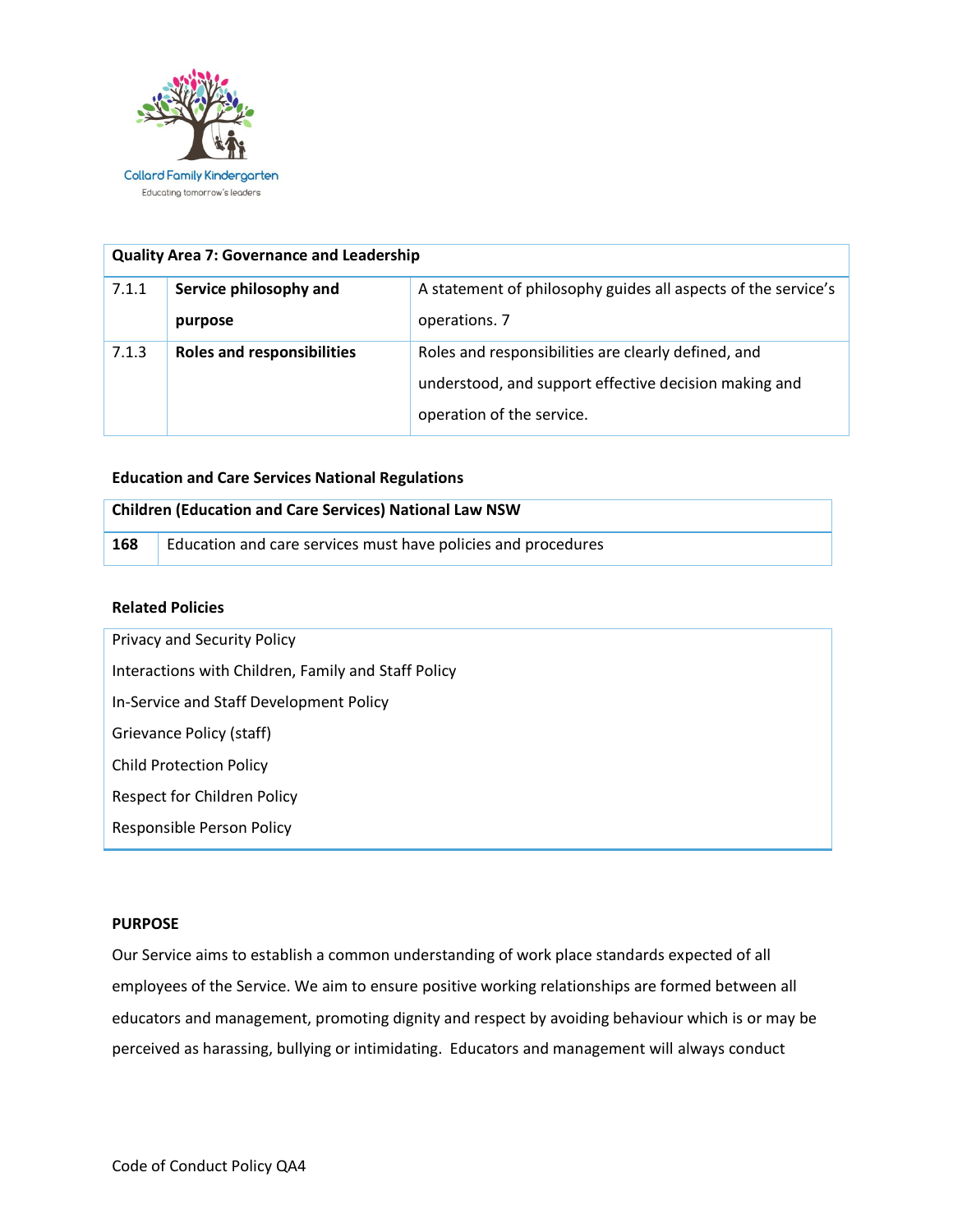| Quality Area 7: Governance and Leadership | | |
|---|---|---|
| 7.1.1 | **Service philosophy and purpose** | A statement of philosophy guides all aspects of the service's operations. 7 |
| 7.1.3 | **Roles and responsibilities** | Roles and responsibilities are clearly defined, and understood, and support effective decision making and operation of the service. |

**Education and Care Services National Regulations**

| Children (Education and Care Services) National Law NSW | |
|---|---|
| **168** | Education and care services must have policies and procedures |

**Related Policies**

| |
|---|
| Privacy and Security Policy |
| Interactions with Children, Family and Staff Policy |
| In-Service and Staff Development Policy |
| Grievance Policy (staff) |
| Child Protection Policy |
| Respect for Children Policy |
| Responsible Person Policy |

**PURPOSE**

Our Service aims to establish a common understanding of work place standards expected of all employees of the Service. We aim to ensure positive working relationships are formed between all educators and management, promoting dignity and respect by avoiding behaviour which is or may be perceived as harassing, bullying or intimidating. Educators and management will always conduct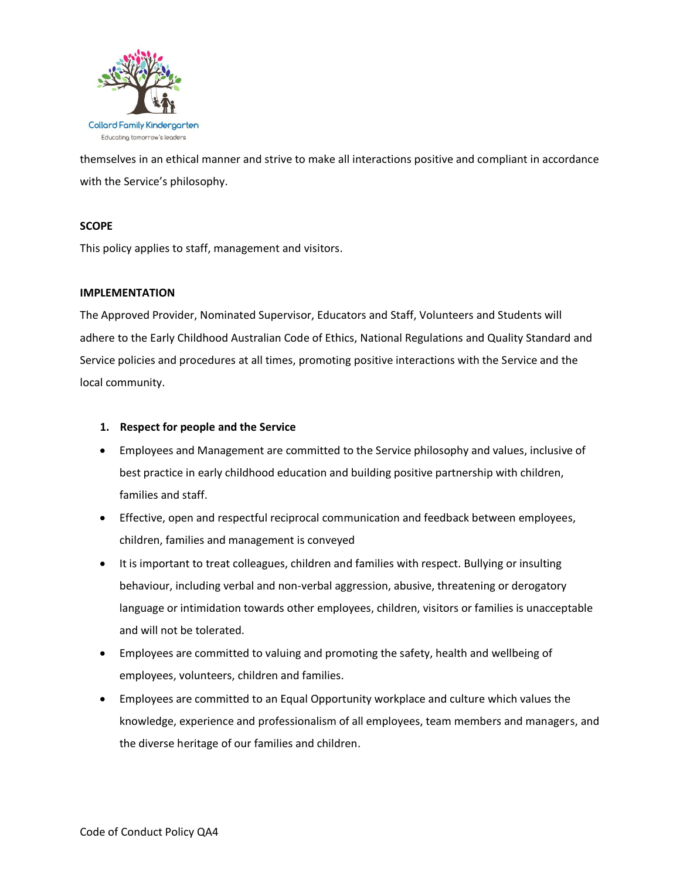themselves in an ethical manner and strive to make all interactions positive and compliant in accordance with the Service's philosophy.

**SCOPE**

This policy applies to staff, management and visitors.

**IMPLEMENTATION**

The Approved Provider, Nominated Supervisor, Educators and Staff, Volunteers and Students will adhere to the Early Childhood Australian Code of Ethics, National Regulations and Quality Standard and Service policies and procedures at all times, promoting positive interactions with the Service and the local community.

1. **Respect for people and the Service**

- Employees and Management are committed to the Service philosophy and values, inclusive of best practice in early childhood education and building positive partnership with children, families and staff.
- Effective, open and respectful reciprocal communication and feedback between employees, children, families and management is conveyed
- It is important to treat colleagues, children and families with respect. Bullying or insulting behaviour, including verbal and non-verbal aggression, abusive, threatening or derogatory language or intimidation towards other employees, children, visitors or families is unacceptable and will not be tolerated.
- Employees are committed to valuing and promoting the safety, health and wellbeing of employees, volunteers, children and families.
- Employees are committed to an Equal Opportunity workplace and culture which values the knowledge, experience and professionalism of all employees, team members and managers, and the diverse heritage of our families and children.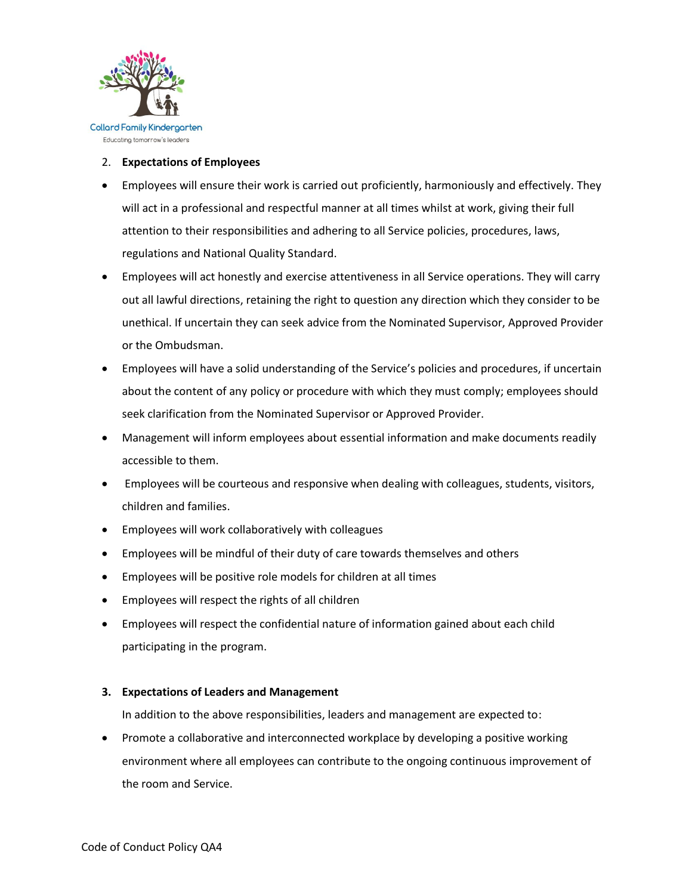2. **Expectations of Employees**

- Employees will ensure their work is carried out proficiently, harmoniously and effectively. They will act in a professional and respectful manner at all times whilst at work, giving their full attention to their responsibilities and adhering to all Service policies, procedures, laws, regulations and National Quality Standard.
- Employees will act honestly and exercise attentiveness in all Service operations. They will carry out all lawful directions, retaining the right to question any direction which they consider to be unethical. If uncertain they can seek advice from the Nominated Supervisor, Approved Provider or the Ombudsman.
- Employees will have a solid understanding of the Service's policies and procedures, if uncertain about the content of any policy or procedure with which they must comply; employees should seek clarification from the Nominated Supervisor or Approved Provider.
- Management will inform employees about essential information and make documents readily accessible to them.
- Employees will be courteous and responsive when dealing with colleagues, students, visitors, children and families.
- Employees will work collaboratively with colleagues
- Employees will be mindful of their duty of care towards themselves and others
- Employees will be positive role models for children at all times
- Employees will respect the rights of all children
- Employees will respect the confidential nature of information gained about each child participating in the program.

3. **Expectations of Leaders and Management**

In addition to the above responsibilities, leaders and management are expected to:

- Promote a collaborative and interconnected workplace by developing a positive working environment where all employees can contribute to the ongoing continuous improvement of the room and Service.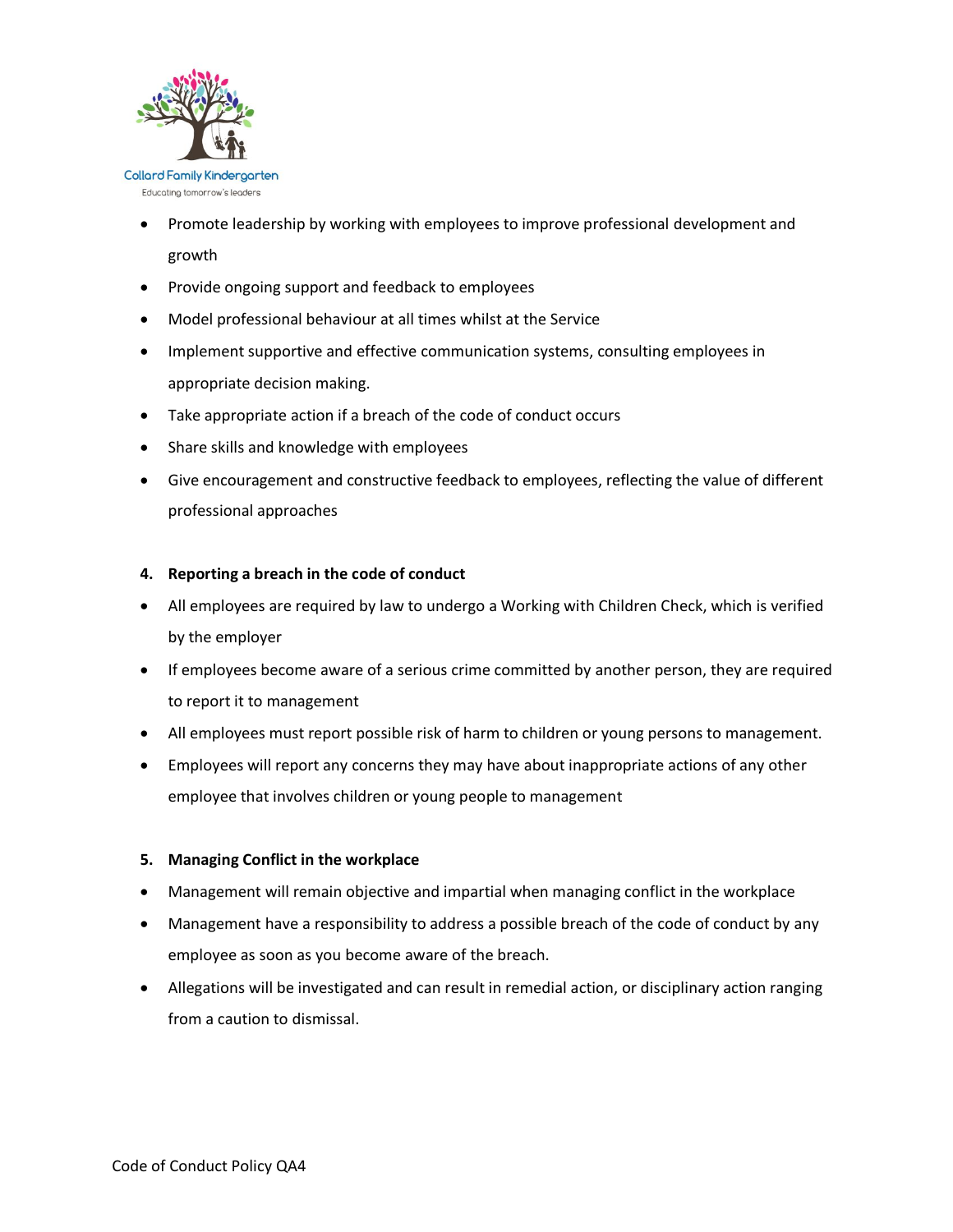- Promote leadership by working with employees to improve professional development and growth
- Provide ongoing support and feedback to employees
- Model professional behaviour at all times whilst at the Service
- Implement supportive and effective communication systems, consulting employees in appropriate decision making.
- Take appropriate action if a breach of the code of conduct occurs
- Share skills and knowledge with employees
- Give encouragement and constructive feedback to employees, reflecting the value of different professional approaches

**4. Reporting a breach in the code of conduct**

- All employees are required by law to undergo a Working with Children Check, which is verified by the employer
- If employees become aware of a serious crime committed by another person, they are required to report it to management
- All employees must report possible risk of harm to children or young persons to management.
- Employees will report any concerns they may have about inappropriate actions of any other employee that involves children or young people to management

**5. Managing Conflict in the workplace**

- Management will remain objective and impartial when managing conflict in the workplace
- Management have a responsibility to address a possible breach of the code of conduct by any employee as soon as you become aware of the breach.
- Allegations will be investigated and can result in remedial action, or disciplinary action ranging from a caution to dismissal.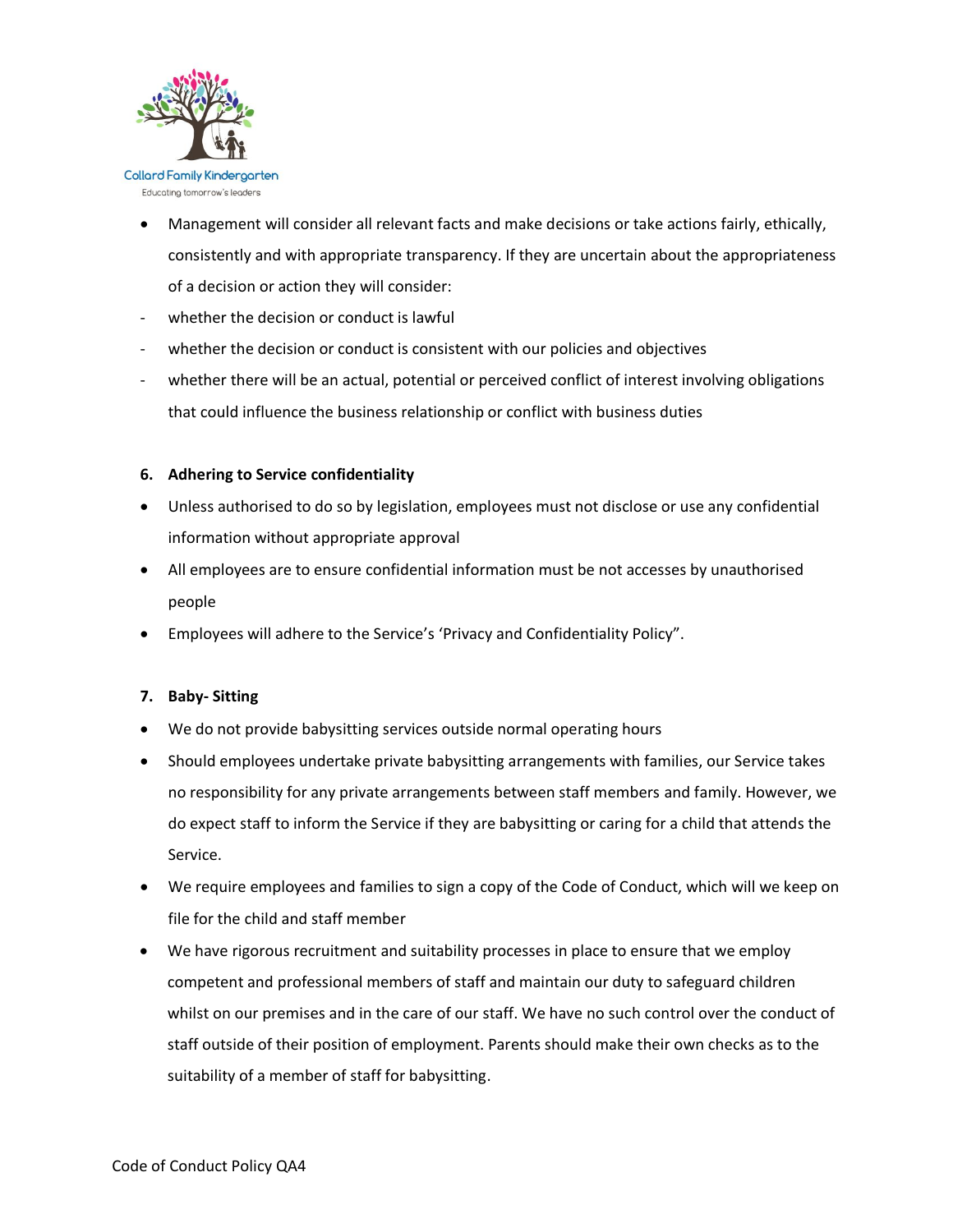- Management will consider all relevant facts and make decisions or take actions fairly, ethically, consistently and with appropriate transparency. If they are uncertain about the appropriateness of a decision or action they will consider:
  - whether the decision or conduct is lawful
  - whether the decision or conduct is consistent with our policies and objectives
  - whether there will be an actual, potential or perceived conflict of interest involving obligations that could influence the business relationship or conflict with business duties

**6. Adhering to Service confidentiality**

- Unless authorised to do so by legislation, employees must not disclose or use any confidential information without appropriate approval
- All employees are to ensure confidential information must be not accesses by unauthorised people
- Employees will adhere to the Service's 'Privacy and Confidentiality Policy".

**7. Baby- Sitting**

- We do not provide babysitting services outside normal operating hours
- Should employees undertake private babysitting arrangements with families, our Service takes no responsibility for any private arrangements between staff members and family. However, we do expect staff to inform the Service if they are babysitting or caring for a child that attends the Service.
- We require employees and families to sign a copy of the Code of Conduct, which will we keep on file for the child and staff member
- We have rigorous recruitment and suitability processes in place to ensure that we employ competent and professional members of staff and maintain our duty to safeguard children whilst on our premises and in the care of our staff. We have no such control over the conduct of staff outside of their position of employment. Parents should make their own checks as to the suitability of a member of staff for babysitting.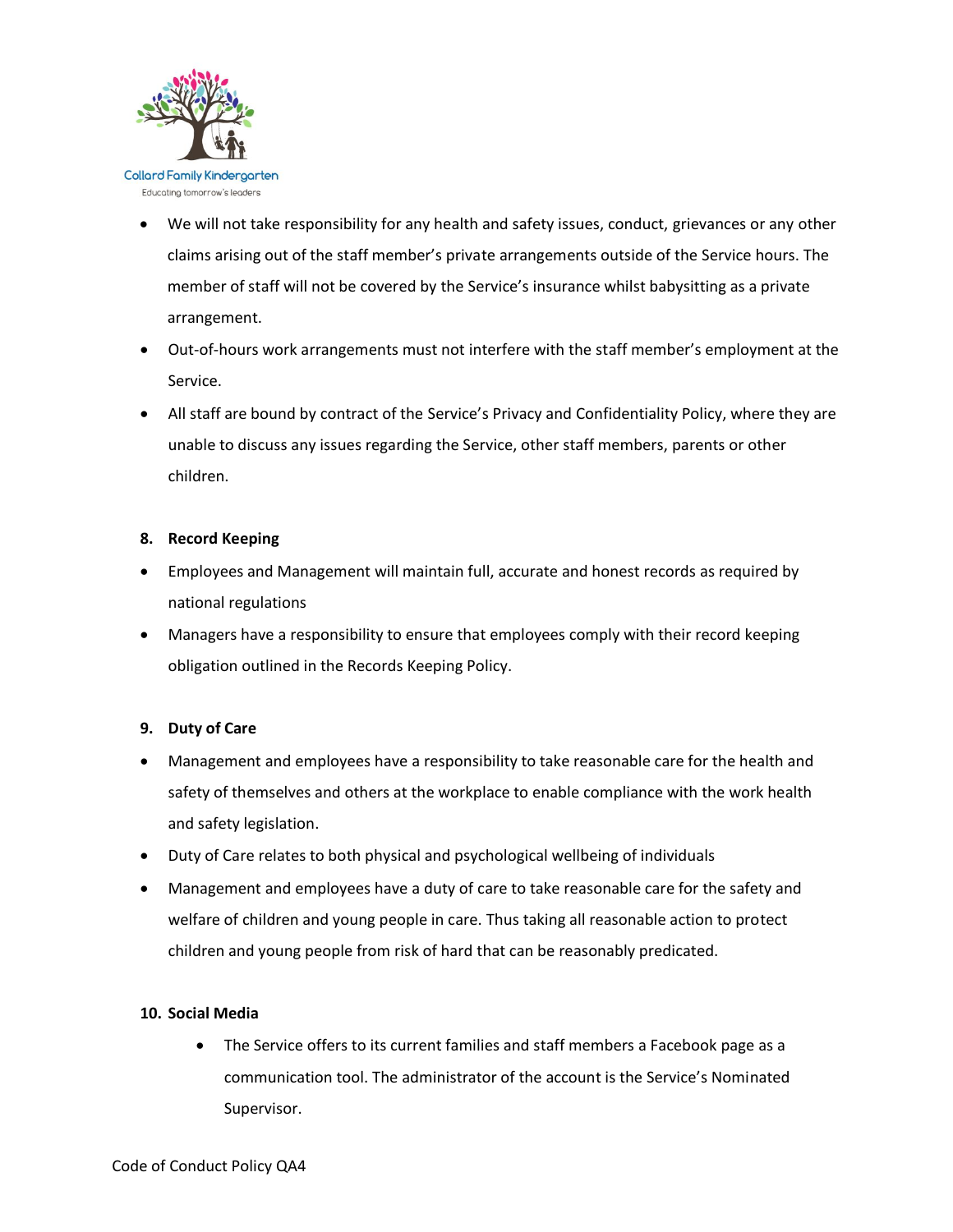- We will not take responsibility for any health and safety issues, conduct, grievances or any other claims arising out of the staff member's private arrangements outside of the Service hours. The member of staff will not be covered by the Service's insurance whilst babysitting as a private arrangement.
- Out-of-hours work arrangements must not interfere with the staff member's employment at the Service.
- All staff are bound by contract of the Service's Privacy and Confidentiality Policy, where they are unable to discuss any issues regarding the Service, other staff members, parents or other children.

**8. Record Keeping**

- Employees and Management will maintain full, accurate and honest records as required by national regulations
- Managers have a responsibility to ensure that employees comply with their record keeping obligation outlined in the Records Keeping Policy.

**9. Duty of Care**

- Management and employees have a responsibility to take reasonable care for the health and safety of themselves and others at the workplace to enable compliance with the work health and safety legislation.
- Duty of Care relates to both physical and psychological wellbeing of individuals
- Management and employees have a duty of care to take reasonable care for the safety and welfare of children and young people in care. Thus taking all reasonable action to protect children and young people from risk of hard that can be reasonably predicated.

**10. Social Media**

- The Service offers to its current families and staff members a Facebook page as a communication tool. The administrator of the account is the Service's Nominated Supervisor.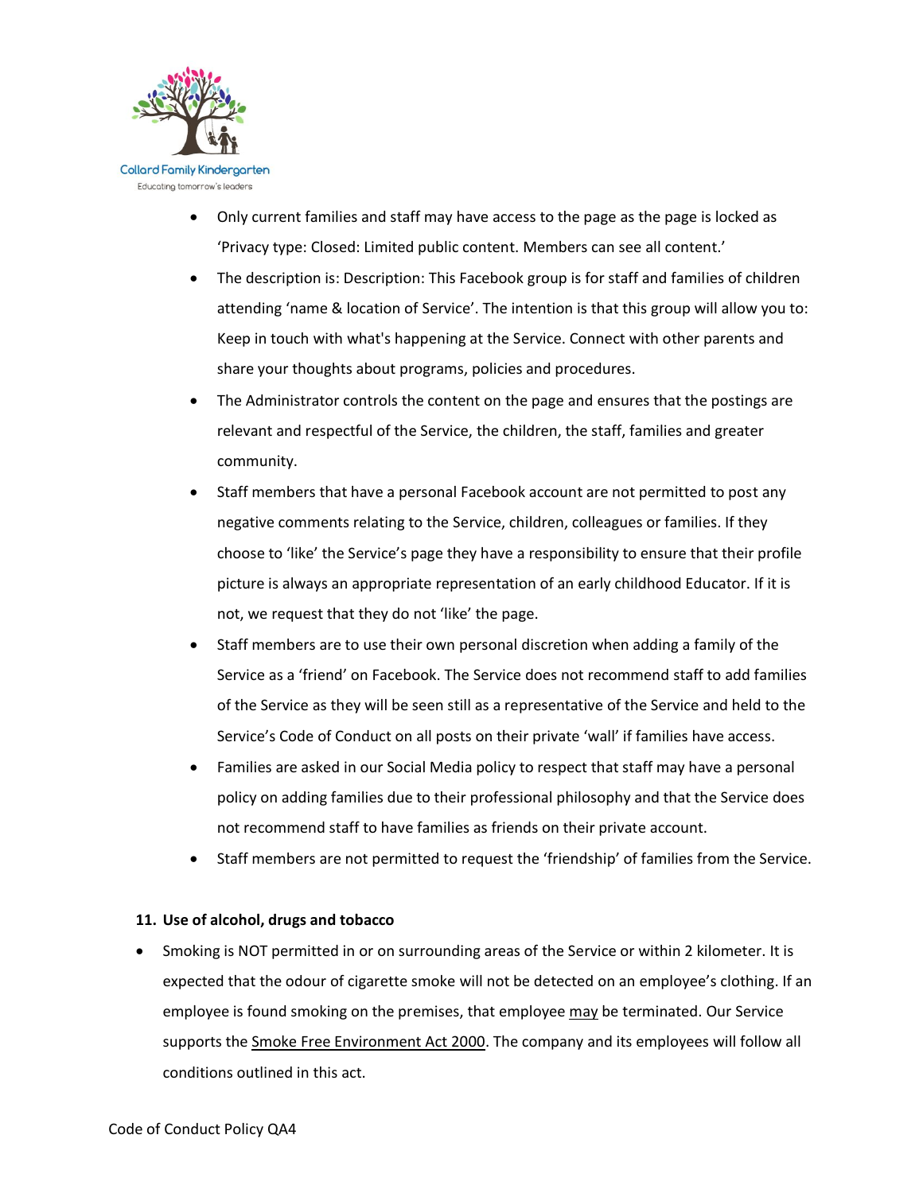- Only current families and staff may have access to the page as the page is locked as 'Privacy type: Closed: Limited public content. Members can see all content.'
- The description is: Description: This Facebook group is for staff and families of children attending 'name & location of Service'. The intention is that this group will allow you to: Keep in touch with what's happening at the Service. Connect with other parents and share your thoughts about programs, policies and procedures.
- The Administrator controls the content on the page and ensures that the postings are relevant and respectful of the Service, the children, the staff, families and greater community.
- Staff members that have a personal Facebook account are not permitted to post any negative comments relating to the Service, children, colleagues or families. If they choose to 'like' the Service's page they have a responsibility to ensure that their profile picture is always an appropriate representation of an early childhood Educator. If it is not, we request that they do not 'like' the page.
- Staff members are to use their own personal discretion when adding a family of the Service as a 'friend' on Facebook. The Service does not recommend staff to add families of the Service as they will be seen still as a representative of the Service and held to the Service's Code of Conduct on all posts on their private 'wall' if families have access.
- Families are asked in our Social Media policy to respect that staff may have a personal policy on adding families due to their professional philosophy and that the Service does not recommend staff to have families as friends on their private account.
- Staff members are not permitted to request the 'friendship' of families from the Service.

**11. Use of alcohol, drugs and tobacco**

- Smoking is NOT permitted in or on surrounding areas of the Service or within 2 kilometer. It is expected that the odour of cigarette smoke will not be detected on an employee's clothing. If an employee is found smoking on the premises, that employee may be terminated. Our Service supports the Smoke Free Environment Act 2000. The company and its employees will follow all conditions outlined in this act.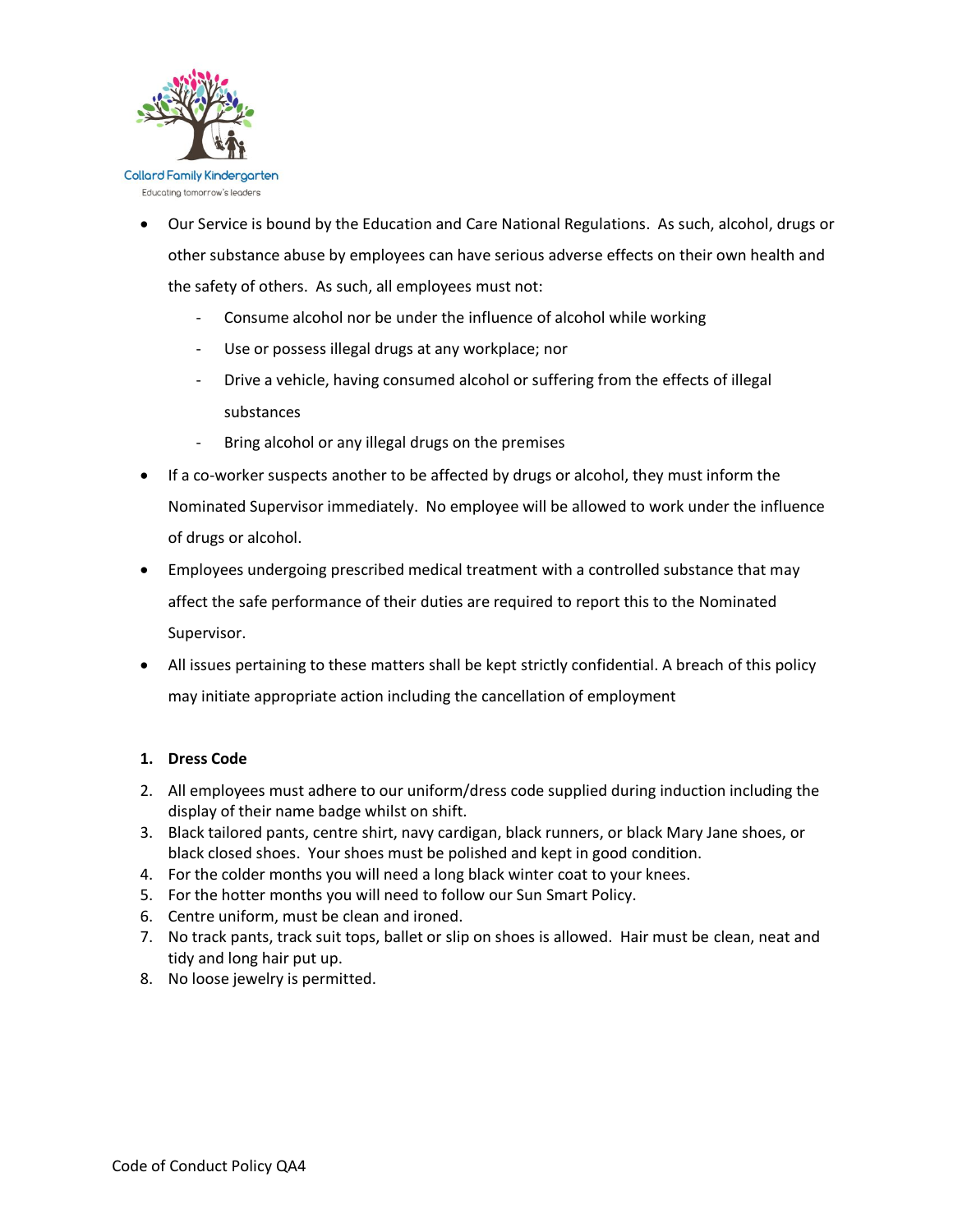- Our Service is bound by the Education and Care National Regulations. As such, alcohol, drugs or other substance abuse by employees can have serious adverse effects on their own health and the safety of others. As such, all employees must not:
    - Consume alcohol nor be under the influence of alcohol while working
    - Use or possess illegal drugs at any workplace; nor
    - Drive a vehicle, having consumed alcohol or suffering from the effects of illegal substances
    - Bring alcohol or any illegal drugs on the premises
- If a co-worker suspects another to be affected by drugs or alcohol, they must inform the Nominated Supervisor immediately. No employee will be allowed to work under the influence of drugs or alcohol.
- Employees undergoing prescribed medical treatment with a controlled substance that may affect the safe performance of their duties are required to report this to the Nominated Supervisor.
- All issues pertaining to these matters shall be kept strictly confidential. A breach of this policy may initiate appropriate action including the cancellation of employment

1. **Dress Code**
2. All employees must adhere to our uniform/dress code supplied during induction including the display of their name badge whilst on shift.
3. Black tailored pants, centre shirt, navy cardigan, black runners, or black Mary Jane shoes, or black closed shoes. Your shoes must be polished and kept in good condition.
4. For the colder months you will need a long black winter coat to your knees.
5. For the hotter months you will need to follow our Sun Smart Policy.
6. Centre uniform, must be clean and ironed.
7. No track pants, track suit tops, ballet or slip on shoes is allowed. Hair must be clean, neat and tidy and long hair put up.
8. No loose jewelry is permitted.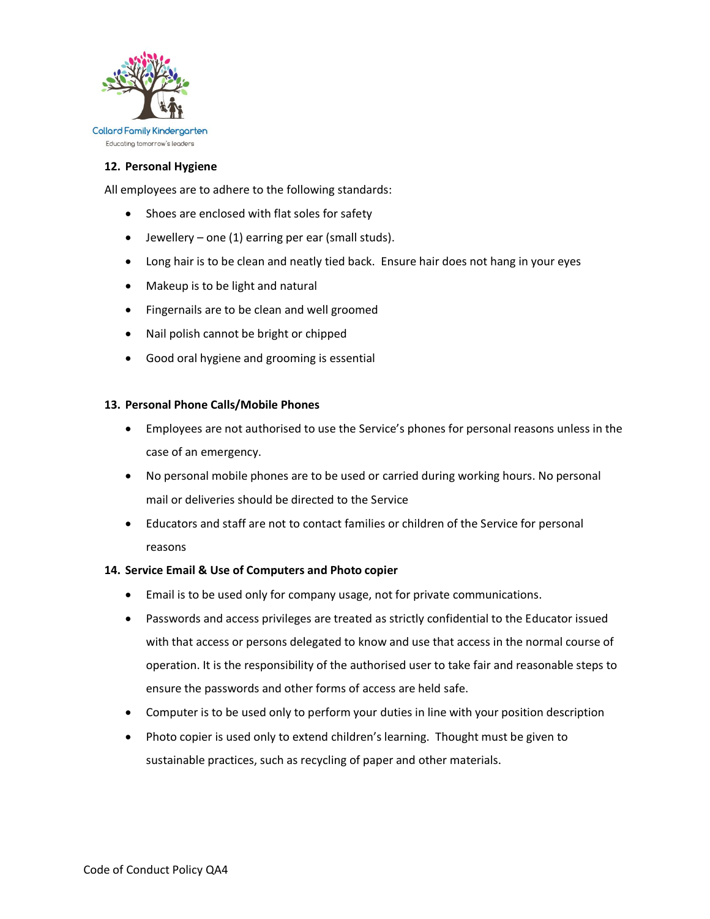## 12. Personal Hygiene

All employees are to adhere to the following standards:

- Shoes are enclosed with flat soles for safety
- Jewellery – one (1) earring per ear (small studs).
- Long hair is to be clean and neatly tied back. Ensure hair does not hang in your eyes
- Makeup is to be light and natural
- Fingernails are to be clean and well groomed
- Nail polish cannot be bright or chipped
- Good oral hygiene and grooming is essential

## 13. Personal Phone Calls/Mobile Phones

- Employees are not authorised to use the Service's phones for personal reasons unless in the case of an emergency.
- No personal mobile phones are to be used or carried during working hours. No personal mail or deliveries should be directed to the Service
- Educators and staff are not to contact families or children of the Service for personal reasons

## 14. Service Email & Use of Computers and Photo copier

- Email is to be used only for company usage, not for private communications.
- Passwords and access privileges are treated as strictly confidential to the Educator issued with that access or persons delegated to know and use that access in the normal course of operation. It is the responsibility of the authorised user to take fair and reasonable steps to ensure the passwords and other forms of access are held safe.
- Computer is to be used only to perform your duties in line with your position description
- Photo copier is used only to extend children's learning. Thought must be given to sustainable practices, such as recycling of paper and other materials.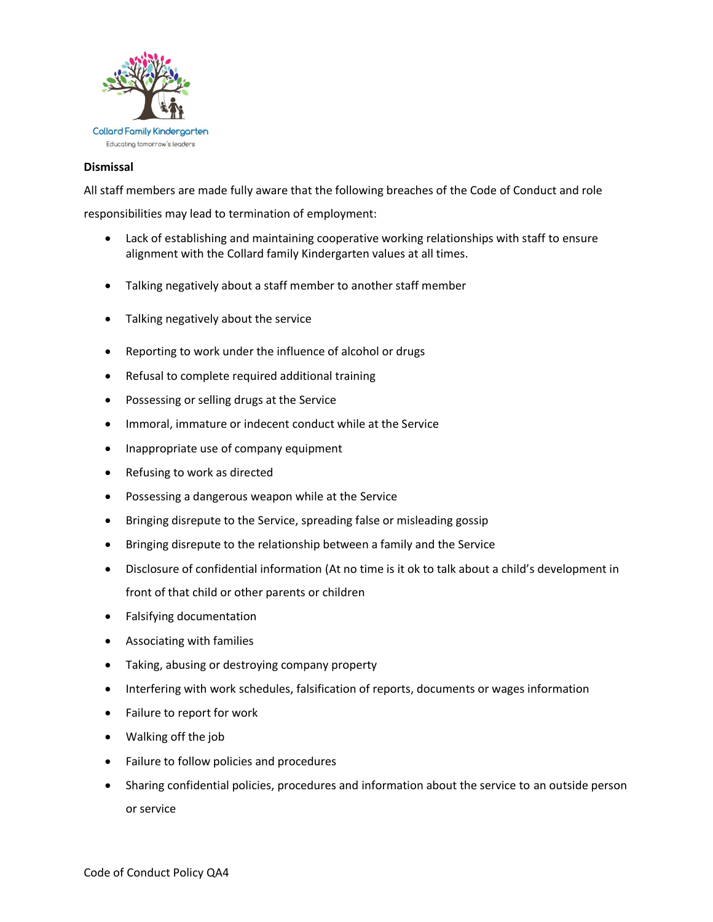**Dismissal**

All staff members are made fully aware that the following breaches of the Code of Conduct and role responsibilities may lead to termination of employment:

- Lack of establishing and maintaining cooperative working relationships with staff to ensure alignment with the Collard family Kindergarten values at all times.
- Talking negatively about a staff member to another staff member
- Talking negatively about the service
- Reporting to work under the influence of alcohol or drugs
- Refusal to complete required additional training
- Possessing or selling drugs at the Service
- Immoral, immature or indecent conduct while at the Service
- Inappropriate use of company equipment
- Refusing to work as directed
- Possessing a dangerous weapon while at the Service
- Bringing disrepute to the Service, spreading false or misleading gossip
- Bringing disrepute to the relationship between a family and the Service
- Disclosure of confidential information (At no time is it ok to talk about a child's development in front of that child or other parents or children
- Falsifying documentation
- Associating with families
- Taking, abusing or destroying company property
- Interfering with work schedules, falsification of reports, documents or wages information
- Failure to report for work
- Walking off the job
- Failure to follow policies and procedures
- Sharing confidential policies, procedures and information about the service to an outside person or service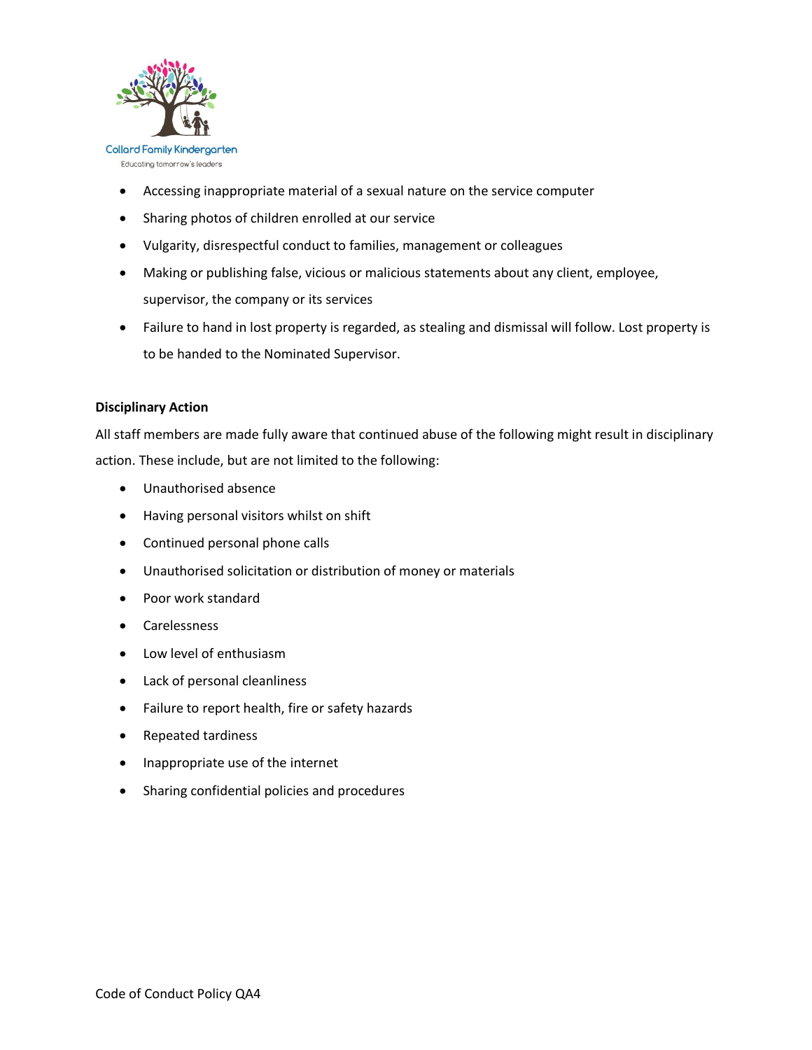- Accessing inappropriate material of a sexual nature on the service computer
- Sharing photos of children enrolled at our service
- Vulgarity, disrespectful conduct to families, management or colleagues
- Making or publishing false, vicious or malicious statements about any client, employee, supervisor, the company or its services
- Failure to hand in lost property is regarded, as stealing and dismissal will follow. Lost property is to be handed to the Nominated Supervisor.

**Disciplinary Action**

All staff members are made fully aware that continued abuse of the following might result in disciplinary action. These include, but are not limited to the following:

- Unauthorised absence
- Having personal visitors whilst on shift
- Continued personal phone calls
- Unauthorised solicitation or distribution of money or materials
- Poor work standard
- Carelessness
- Low level of enthusiasm
- Lack of personal cleanliness
- Failure to report health, fire or safety hazards
- Repeated tardiness
- Inappropriate use of the internet
- Sharing confidential policies and procedures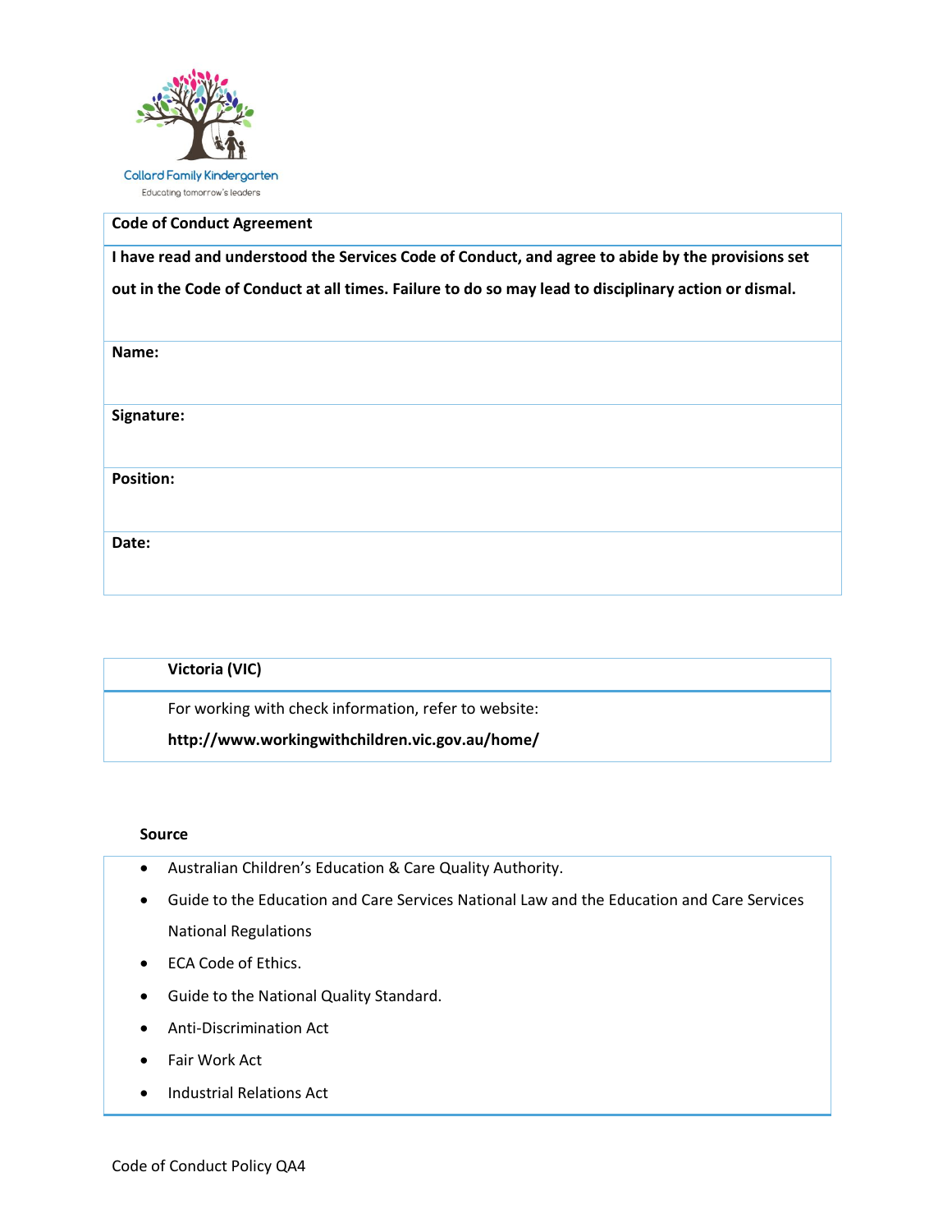Collard Family Kindergarten

Educating tomorrow's leaders

| **Code of Conduct Agreement** |
| --- |
| **I have read and understood the Services Code of Conduct, and agree to abide by the provisions set out in the Code of Conduct at all times. Failure to do so may lead to disciplinary action or dismal.** |
| **Name:** |
| **Signature:** |
| **Position:** |
| **Date:** |

| **Victoria (VIC)** |
| --- |
| For working with check information, refer to website: **http://www.workingwithchildren.vic.gov.au/home/** |

**Source**

- Australian Children's Education & Care Quality Authority.
- Guide to the Education and Care Services National Law and the Education and Care Services National Regulations
- ECA Code of Ethics.
- Guide to the National Quality Standard.
- Anti-Discrimination Act
- Fair Work Act
- Industrial Relations Act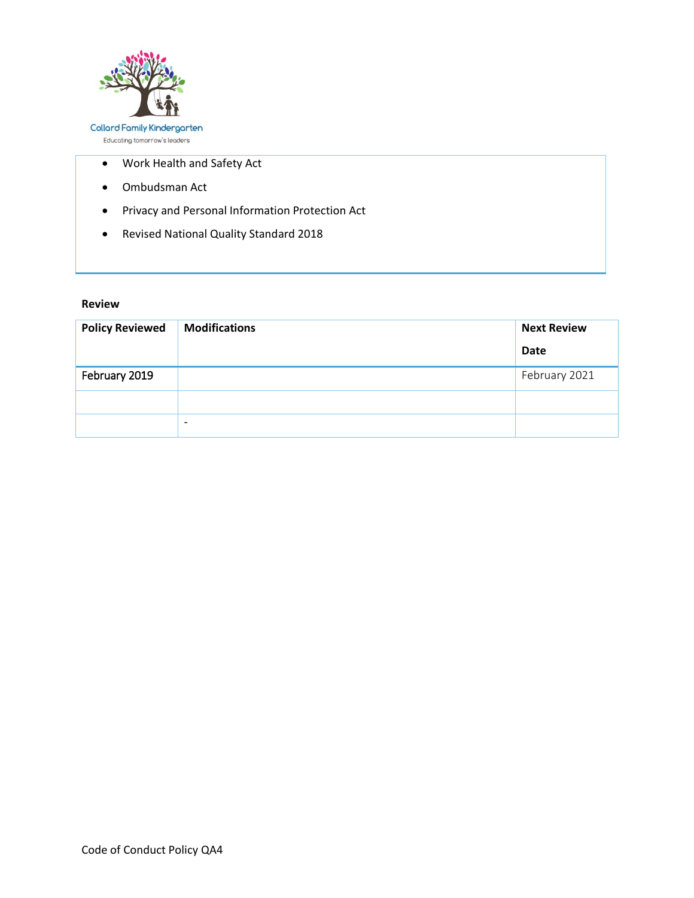- Work Health and Safety Act
- Ombudsman Act
- Privacy and Personal Information Protection Act
- Revised National Quality Standard 2018

**Review**

| Policy Reviewed | Modifications | Next Review Date |
| --- | --- | --- |
| February 2019 | | February 2021 |
| | | |
| | - | |